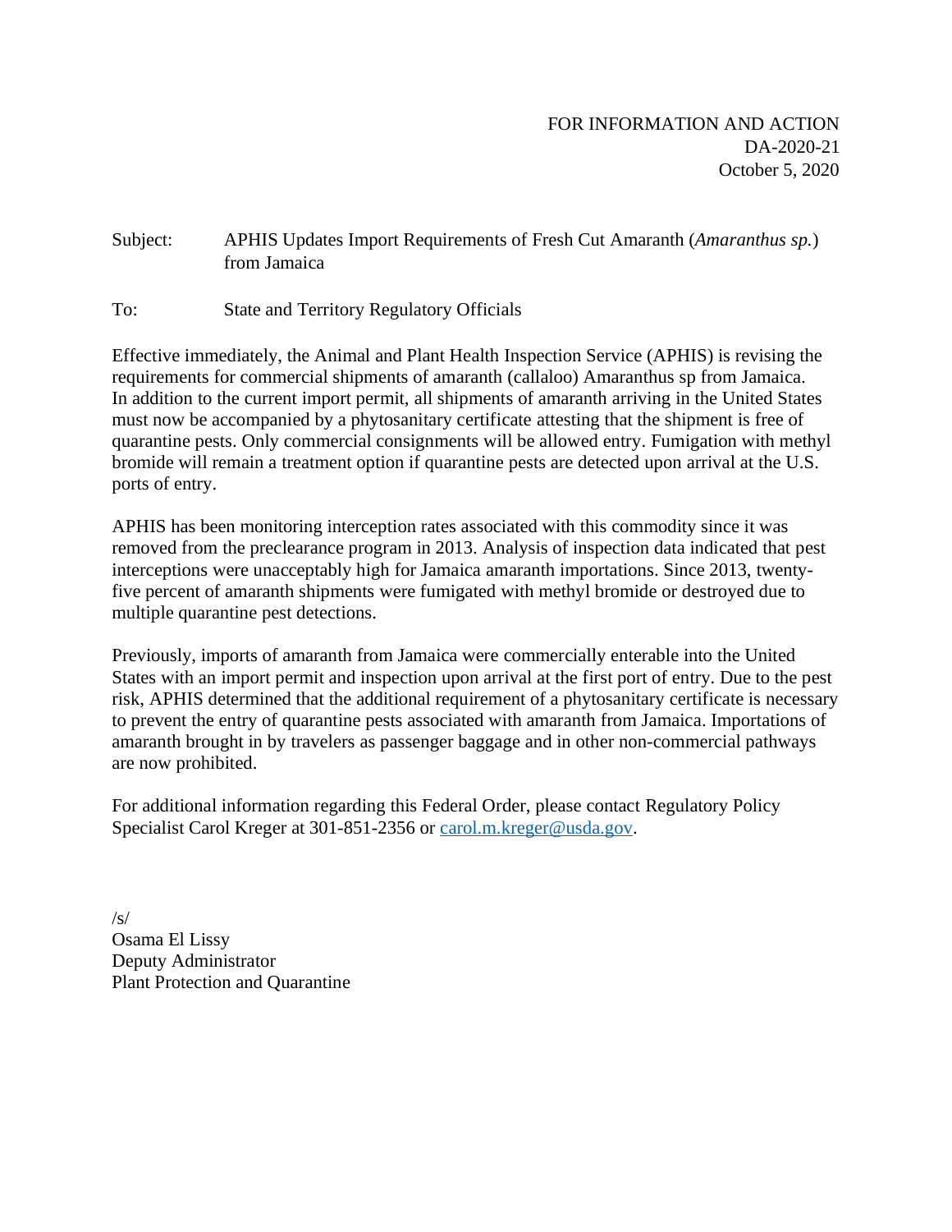FOR INFORMATION AND ACTION
DA-2020-21
October 5, 2020

Subject: APHIS Updates Import Requirements of Fresh Cut Amaranth (*Amaranthus sp.*) from Jamaica

To: State and Territory Regulatory Officials

Effective immediately, the Animal and Plant Health Inspection Service (APHIS) is revising the requirements for commercial shipments of amaranth (callaloo) Amaranthus sp from Jamaica. In addition to the current import permit, all shipments of amaranth arriving in the United States must now be accompanied by a phytosanitary certificate attesting that the shipment is free of quarantine pests. Only commercial consignments will be allowed entry. Fumigation with methyl bromide will remain a treatment option if quarantine pests are detected upon arrival at the U.S. ports of entry.

APHIS has been monitoring interception rates associated with this commodity since it was removed from the preclearance program in 2013. Analysis of inspection data indicated that pest interceptions were unacceptably high for Jamaica amaranth importations. Since 2013, twenty-five percent of amaranth shipments were fumigated with methyl bromide or destroyed due to multiple quarantine pest detections.

Previously, imports of amaranth from Jamaica were commercially enterable into the United States with an import permit and inspection upon arrival at the first port of entry. Due to the pest risk, APHIS determined that the additional requirement of a phytosanitary certificate is necessary to prevent the entry of quarantine pests associated with amaranth from Jamaica. Importations of amaranth brought in by travelers as passenger baggage and in other non-commercial pathways are now prohibited.

For additional information regarding this Federal Order, please contact Regulatory Policy Specialist Carol Kreger at 301-851-2356 or carol.m.kreger@usda.gov.

/s/
Osama El Lissy
Deputy Administrator
Plant Protection and Quarantine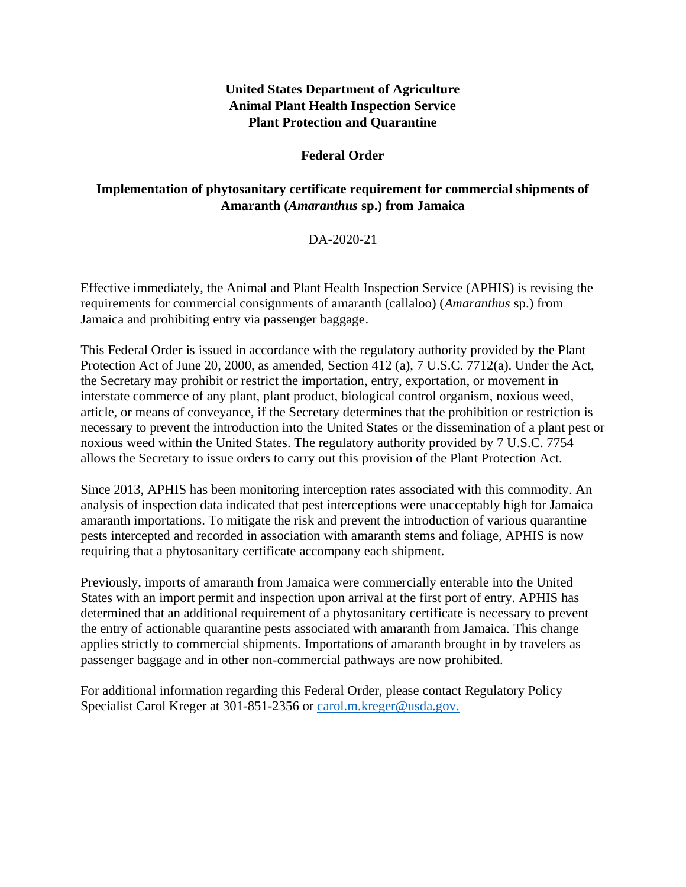**United States Department of Agriculture**
**Animal Plant Health Inspection Service**
**Plant Protection and Quarantine**

**Federal Order**

**Implementation of phytosanitary certificate requirement for commercial shipments of Amaranth (*Amaranthus* sp.) from Jamaica**

DA-2020-21

Effective immediately, the Animal and Plant Health Inspection Service (APHIS) is revising the requirements for commercial consignments of amaranth (callaloo) (*Amaranthus* sp.) from Jamaica and prohibiting entry via passenger baggage.

This Federal Order is issued in accordance with the regulatory authority provided by the Plant Protection Act of June 20, 2000, as amended, Section 412 (a), 7 U.S.C. 7712(a). Under the Act, the Secretary may prohibit or restrict the importation, entry, exportation, or movement in interstate commerce of any plant, plant product, biological control organism, noxious weed, article, or means of conveyance, if the Secretary determines that the prohibition or restriction is necessary to prevent the introduction into the United States or the dissemination of a plant pest or noxious weed within the United States. The regulatory authority provided by 7 U.S.C. 7754 allows the Secretary to issue orders to carry out this provision of the Plant Protection Act.

Since 2013, APHIS has been monitoring interception rates associated with this commodity. An analysis of inspection data indicated that pest interceptions were unacceptably high for Jamaica amaranth importations. To mitigate the risk and prevent the introduction of various quarantine pests intercepted and recorded in association with amaranth stems and foliage, APHIS is now requiring that a phytosanitary certificate accompany each shipment.

Previously, imports of amaranth from Jamaica were commercially enterable into the United States with an import permit and inspection upon arrival at the first port of entry. APHIS has determined that an additional requirement of a phytosanitary certificate is necessary to prevent the entry of actionable quarantine pests associated with amaranth from Jamaica. This change applies strictly to commercial shipments. Importations of amaranth brought in by travelers as passenger baggage and in other non-commercial pathways are now prohibited.

For additional information regarding this Federal Order, please contact Regulatory Policy Specialist Carol Kreger at 301-851-2356 or [carol.m.kreger@usda.gov.](mailto:carol.m.kreger@usda.gov)